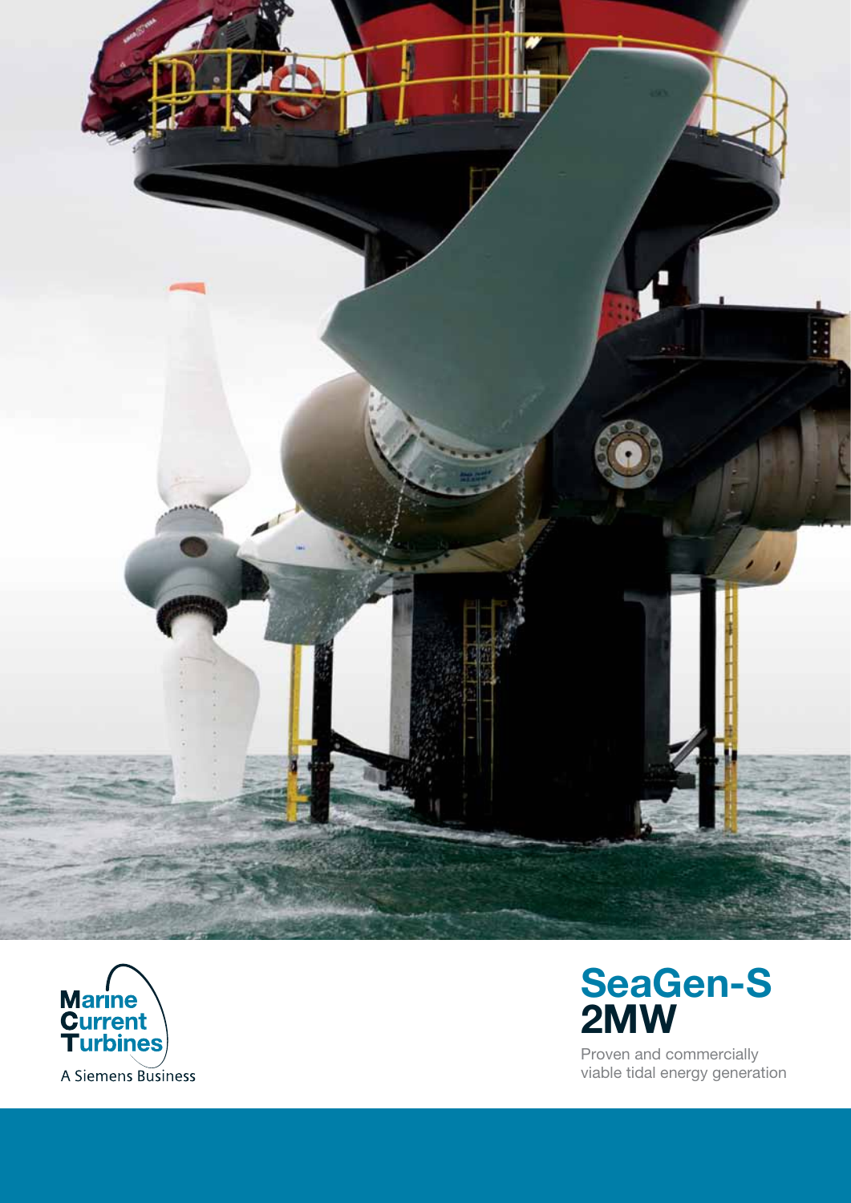Marine Current Turbines

A Siemens Business

# SeaGen-S 2MW

Proven and commercially viable tidal energy generation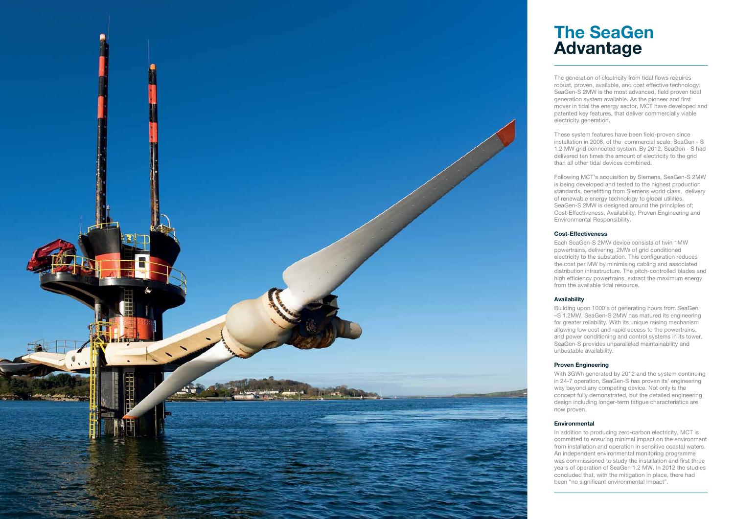# The SeaGen Advantage

The generation of electricity from tidal flows requires robust, proven, available, and cost effective technology. SeaGen-S 2MW is the most advanced, field proven tidal generation system available. As the pioneer and first mover in tidal the energy sector, MCT have developed and patented key features, that deliver commercially viable electricity generation.

These system features have been field-proven since installation in 2008, of the commercial scale, SeaGen - S 1.2 MW grid connected system. By 2012, SeaGen - S had delivered ten times the amount of electricity to the grid than all other tidal devices combined.

Following MCT's acquisition by Siemens, SeaGen-S 2MW is being developed and tested to the highest production standards, benefitting from Siemens world class, delivery of renewable energy technology to global utilities. SeaGen-S 2MW is designed around the principles of; Cost-Effectiveness, Availability, Proven Engineering and Environmental Responsibility.

### Cost-Effectiveness

Each SeaGen-S 2MW device consists of twin 1MW powertrains, delivering 2MW of grid conditioned electricity to the substation. This configuration reduces the cost per MW by minimising cabling and associated distribution infrastructure. The pitch-controlled blades and high efficiency powertrains, extract the maximum energy from the available tidal resource.

### Availability

Building upon 1000's of generating hours from SeaGen –S 1.2MW, SeaGen-S 2MW has matured its engineering for greater reliability. With its unique raising mechanism allowing low cost and rapid access to the powertrains, and power conditioning and control systems in its tower, SeaGen-S provides unparalleled maintainability and unbeatable availability.

### Proven Engineering

With 3GWh generated by 2012 and the system continuing in 24-7 operation, SeaGen-S has proven its' engineering way beyond any competing device. Not only is the concept fully demonstrated, but the detailed engineering design including longer-term fatigue characteristics are now proven.

### Environmental

In addition to producing zero-carbon electricity, MCT is committed to ensuring minimal impact on the environment from installation and operation in sensitive coastal waters. An independent environmental monitoring programme was commissioned to study the installation and first three years of operation of SeaGen 1.2 MW. In 2012 the studies concluded that, with the mitigation in place, there had been "no significant environmental impact".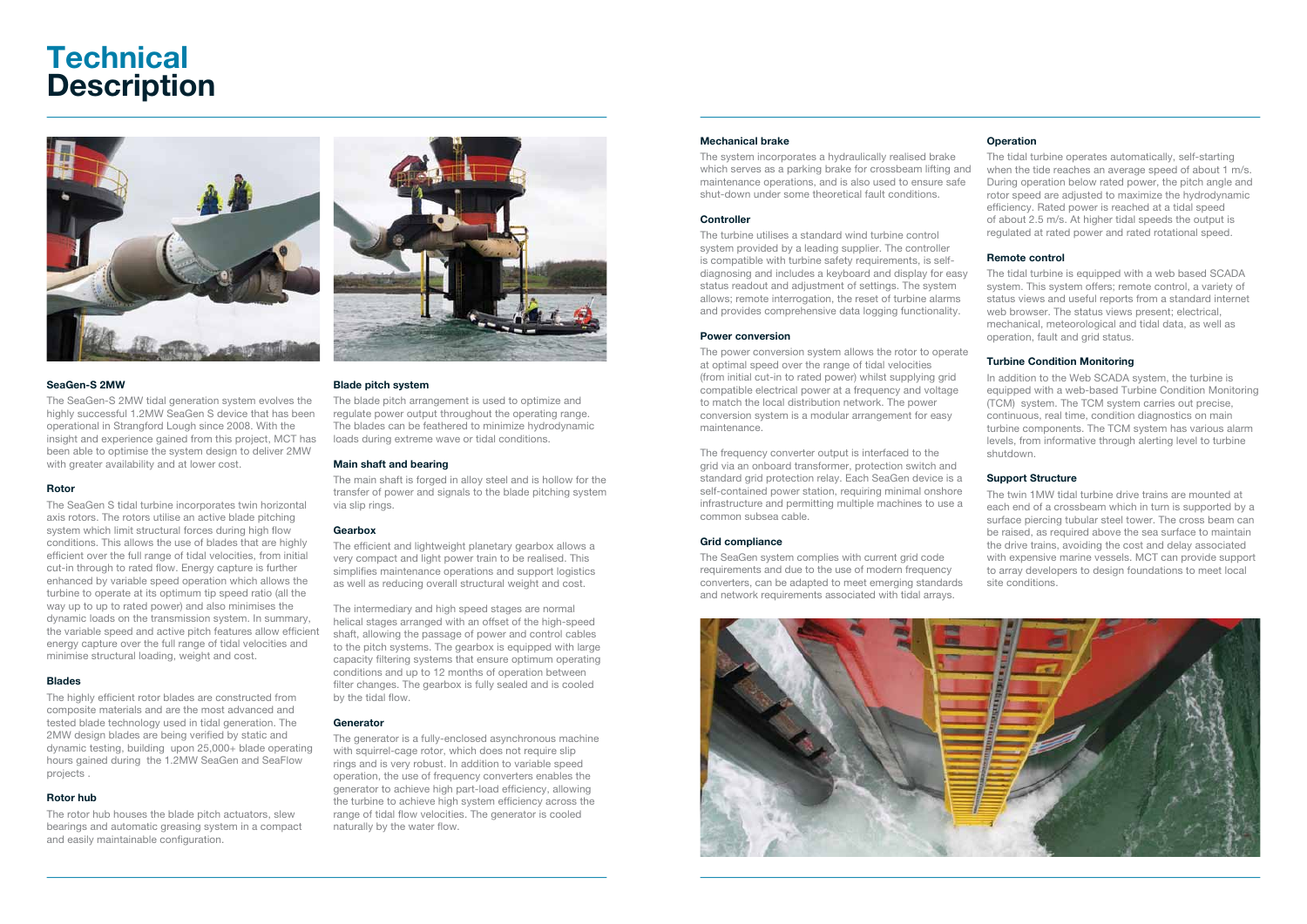# Technical Description

### SeaGen-S 2MW

The SeaGen-S 2MW tidal generation system evolves the highly successful 1.2MW SeaGen S device that has been operational in Strangford Lough since 2008. With the insight and experience gained from this project, MCT has been able to optimise the system design to deliver 2MW with greater availability and at lower cost.

### Rotor

The SeaGen S tidal turbine incorporates twin horizontal axis rotors. The rotors utilise an active blade pitching system which limit structural forces during high flow conditions. This allows the use of blades that are highly efficient over the full range of tidal velocities, from initial cut-in through to rated flow. Energy capture is further enhanced by variable speed operation which allows the turbine to operate at its optimum tip speed ratio (all the way up to up to rated power) and also minimises the dynamic loads on the transmission system. In summary, the variable speed and active pitch features allow efficient energy capture over the full range of tidal velocities and minimise structural loading, weight and cost.

### Blades

The highly efficient rotor blades are constructed from composite materials and are the most advanced and tested blade technology used in tidal generation. The 2MW design blades are being verified by static and dynamic testing, building upon 25,000+ blade operating hours gained during the 1.2MW SeaGen and SeaFlow projects .

### Rotor hub

The rotor hub houses the blade pitch actuators, slew bearings and automatic greasing system in a compact and easily maintainable configuration.

### Blade pitch system

The blade pitch arrangement is used to optimize and regulate power output throughout the operating range. The blades can be feathered to minimize hydrodynamic loads during extreme wave or tidal conditions.

### Main shaft and bearing

The main shaft is forged in alloy steel and is hollow for the transfer of power and signals to the blade pitching system via slip rings.

### Gearbox

The efficient and lightweight planetary gearbox allows a very compact and light power train to be realised. This simplifies maintenance operations and support logistics as well as reducing overall structural weight and cost.

The intermediary and high speed stages are normal helical stages arranged with an offset of the high-speed shaft, allowing the passage of power and control cables to the pitch systems. The gearbox is equipped with large capacity filtering systems that ensure optimum operating conditions and up to 12 months of operation between filter changes. The gearbox is fully sealed and is cooled by the tidal flow.

### Generator

The generator is a fully-enclosed asynchronous machine with squirrel-cage rotor, which does not require slip rings and is very robust. In addition to variable speed operation, the use of frequency converters enables the generator to achieve high part-load efficiency, allowing the turbine to achieve high system efficiency across the range of tidal flow velocities. The generator is cooled naturally by the water flow.

### Mechanical brake

The system incorporates a hydraulically realised brake which serves as a parking brake for crossbeam lifting and maintenance operations, and is also used to ensure safe shut-down under some theoretical fault conditions.

### Controller

The turbine utilises a standard wind turbine control system provided by a leading supplier. The controller is compatible with turbine safety requirements, is self-diagnosing and includes a keyboard and display for easy status readout and adjustment of settings. The system allows; remote interrogation, the reset of turbine alarms and provides comprehensive data logging functionality.

### Power conversion

The power conversion system allows the rotor to operate at optimal speed over the range of tidal velocities (from initial cut-in to rated power) whilst supplying grid compatible electrical power at a frequency and voltage to match the local distribution network. The power conversion system is a modular arrangement for easy maintenance.

The frequency converter output is interfaced to the grid via an onboard transformer, protection switch and standard grid protection relay. Each SeaGen device is a self-contained power station, requiring minimal onshore infrastructure and permitting multiple machines to use a common subsea cable.

### Grid compliance

The SeaGen system complies with current grid code requirements and due to the use of modern frequency converters, can be adapted to meet emerging standards and network requirements associated with tidal arrays.

### Operation

The tidal turbine operates automatically, self-starting when the tide reaches an average speed of about 1 m/s. During operation below rated power, the pitch angle and rotor speed are adjusted to maximize the hydrodynamic efficiency. Rated power is reached at a tidal speed of about 2.5 m/s. At higher tidal speeds the output is regulated at rated power and rated rotational speed.

### Remote control

The tidal turbine is equipped with a web based SCADA system. This system offers; remote control, a variety of status views and useful reports from a standard internet web browser. The status views present; electrical, mechanical, meteorological and tidal data, as well as operation, fault and grid status.

### Turbine Condition Monitoring

In addition to the Web SCADA system, the turbine is equipped with a web-based Turbine Condition Monitoring (TCM) system. The TCM system carries out precise, continuous, real time, condition diagnostics on main turbine components. The TCM system has various alarm levels, from informative through alerting level to turbine shutdown.

### Support Structure

The twin 1MW tidal turbine drive trains are mounted at each end of a crossbeam which in turn is supported by a surface piercing tubular steel tower. The cross beam can be raised, as required above the sea surface to maintain the drive trains, avoiding the cost and delay associated with expensive marine vessels. MCT can provide support to array developers to design foundations to meet local site conditions.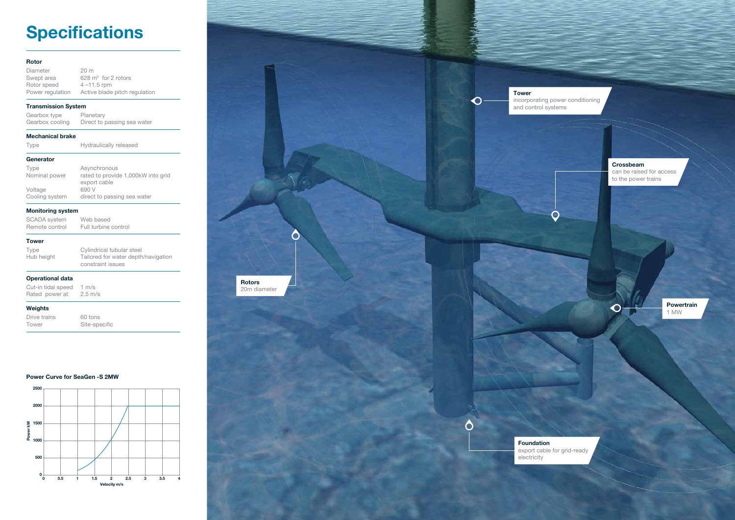# Specifications

| | |
|---|---|
| **Rotor** | |
| Diameter | 20 m |
| Swept area | 628 $m^2$ for 2 rotors |
| Rotor speed | 4 –11.5 rpm |
| Power regulation | Active blade pitch regulation |
| **Transmission System** | |
| Gearbox type | Planetary |
| Gearbox cooling | Direct to passing sea water |
| **Mechanical brake** | |
| Type | Hydraulically released |
| **Generator** | |
| Type | Asynchronous |
| Nominal power | rated to provide 1,000kW into grid export cable |
| Voltage | 690 V |
| Cooling system | direct to passing sea water |
| **Monitoring system** | |
| SCADA system | Web based |
| Remote control | Full turbine control |
| **Tower** | |
| Type | Cylindrical tubular steel |
| Hub height | Tailored for water depth/navigation constraint issues |
| **Operational data** | |
| Cut-in tidal speed | 1 m/s |
| Rated power at | 2.5 m/s |
| **Weights** | |
| Drive trains | 60 tons |
| Tower | Site-specific |

**Power Curve for SeaGen -S 2MW**

Power kW (0–2500) vs Velocity m/s (0–4)

**Tower**
incorporating power conditioning and control systems

**Crossbeam**
can be raised for access to the power trains

**Rotors**
20m diameter

**Powertrain**
1 MW

**Foundation**
export cable for grid-ready electricity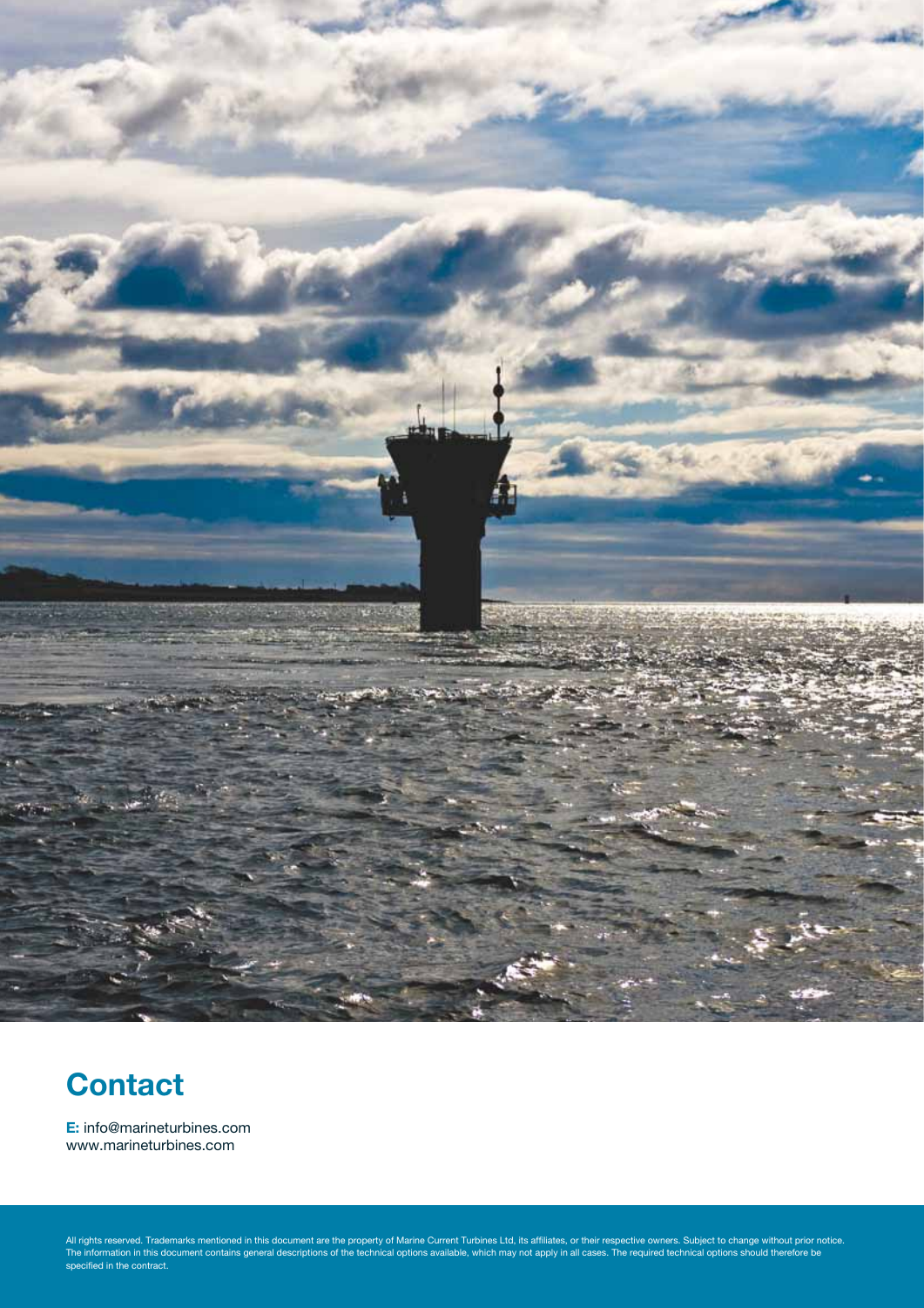## Contact

**E:** info@marineturbines.com
www.marineturbines.com

All rights reserved. Trademarks mentioned in this document are the property of Marine Current Turbines Ltd, its affiliates, or their respective owners. Subject to change without prior notice. The information in this document contains general descriptions of the technical options available, which may not apply in all cases. The required technical options should therefore be specified in the contract.